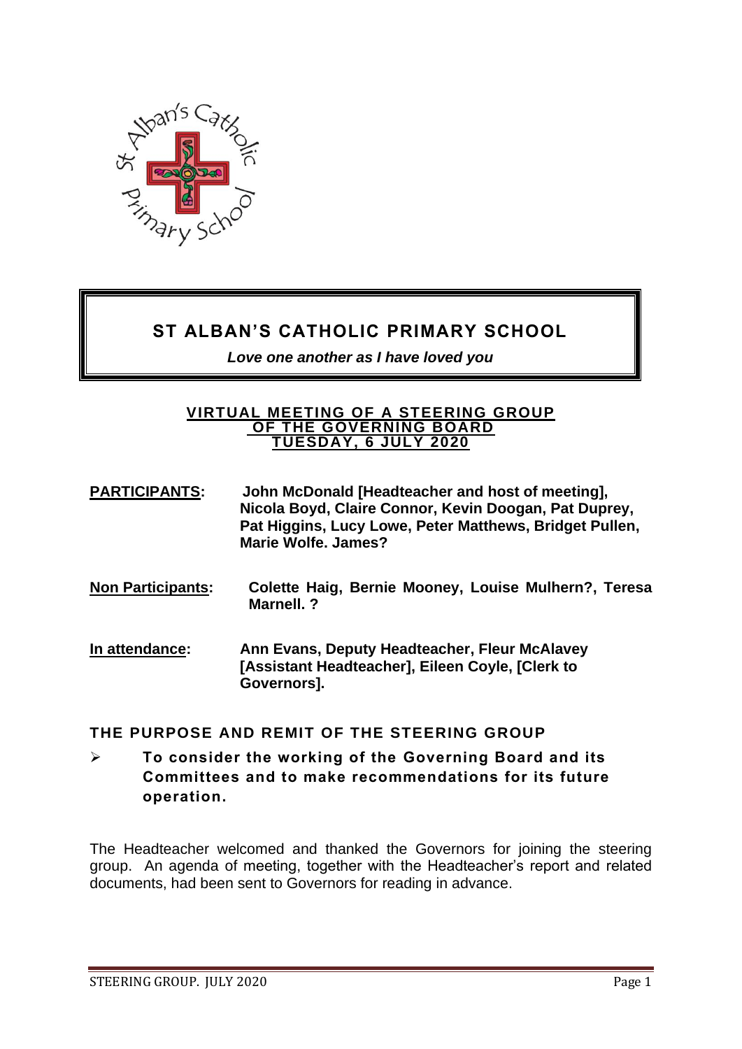# ST ALBAN'S CATHOLIC PRIMARY SCHOOL

***Love one another as I have loved you***

## VIRTUAL MEETING OF A STEERING GROUP OF THE GOVERNING BOARD TUESDAY, 6 JULY 2020

**PARTICIPANTS:** **John McDonald [Headteacher and host of meeting], Nicola Boyd, Claire Connor, Kevin Doogan, Pat Duprey, Pat Higgins, Lucy Lowe, Peter Matthews, Bridget Pullen, Marie Wolfe. James?**

**Non Participants:** **Colette Haig, Bernie Mooney, Louise Mulhern?, Teresa Marnell. ?**

**In attendance:** **Ann Evans, Deputy Headteacher, Fleur McAlavey [Assistant Headteacher], Eileen Coyle, [Clerk to Governors].**

### THE PURPOSE AND REMIT OF THE STEERING GROUP

- **To consider the working of the Governing Board and its Committees and to make recommendations for its future operation.**

The Headteacher welcomed and thanked the Governors for joining the steering group. An agenda of meeting, together with the Headteacher's report and related documents, had been sent to Governors for reading in advance.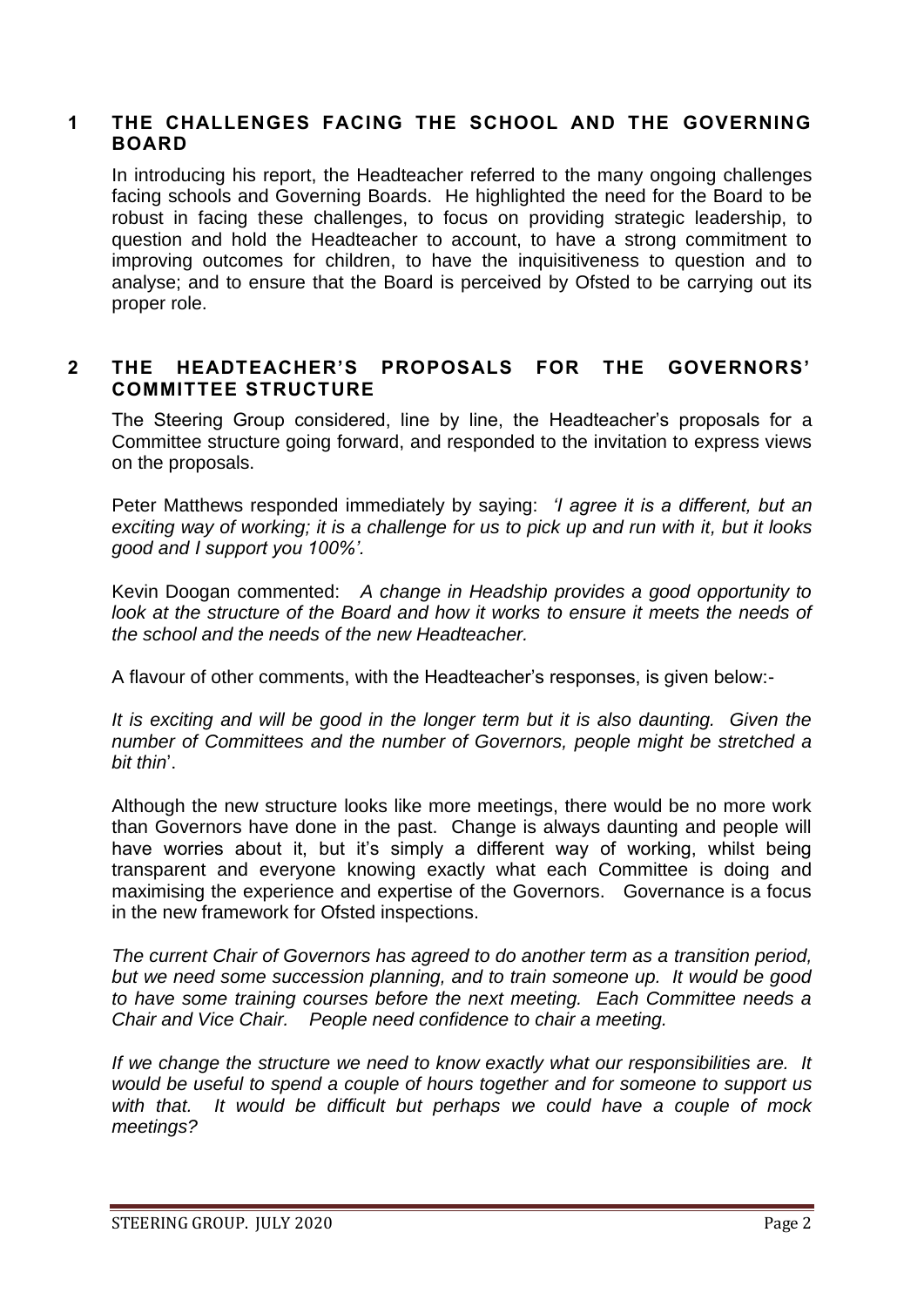## 1 THE CHALLENGES FACING THE SCHOOL AND THE GOVERNING BOARD

In introducing his report, the Headteacher referred to the many ongoing challenges facing schools and Governing Boards. He highlighted the need for the Board to be robust in facing these challenges, to focus on providing strategic leadership, to question and hold the Headteacher to account, to have a strong commitment to improving outcomes for children, to have the inquisitiveness to question and to analyse; and to ensure that the Board is perceived by Ofsted to be carrying out its proper role.

## 2 THE HEADTEACHER'S PROPOSALS FOR THE GOVERNORS' COMMITTEE STRUCTURE

The Steering Group considered, line by line, the Headteacher's proposals for a Committee structure going forward, and responded to the invitation to express views on the proposals.

Peter Matthews responded immediately by saying: *'I agree it is a different, but an exciting way of working; it is a challenge for us to pick up and run with it, but it looks good and I support you 100%'.*

Kevin Doogan commented: *A change in Headship provides a good opportunity to look at the structure of the Board and how it works to ensure it meets the needs of the school and the needs of the new Headteacher.*

A flavour of other comments, with the Headteacher's responses, is given below:-

*It is exciting and will be good in the longer term but it is also daunting. Given the number of Committees and the number of Governors, people might be stretched a bit thin*'.

Although the new structure looks like more meetings, there would be no more work than Governors have done in the past. Change is always daunting and people will have worries about it, but it's simply a different way of working, whilst being transparent and everyone knowing exactly what each Committee is doing and maximising the experience and expertise of the Governors. Governance is a focus in the new framework for Ofsted inspections.

*The current Chair of Governors has agreed to do another term as a transition period, but we need some succession planning, and to train someone up. It would be good to have some training courses before the next meeting. Each Committee needs a Chair and Vice Chair. People need confidence to chair a meeting.*

*If we change the structure we need to know exactly what our responsibilities are. It would be useful to spend a couple of hours together and for someone to support us with that. It would be difficult but perhaps we could have a couple of mock meetings?*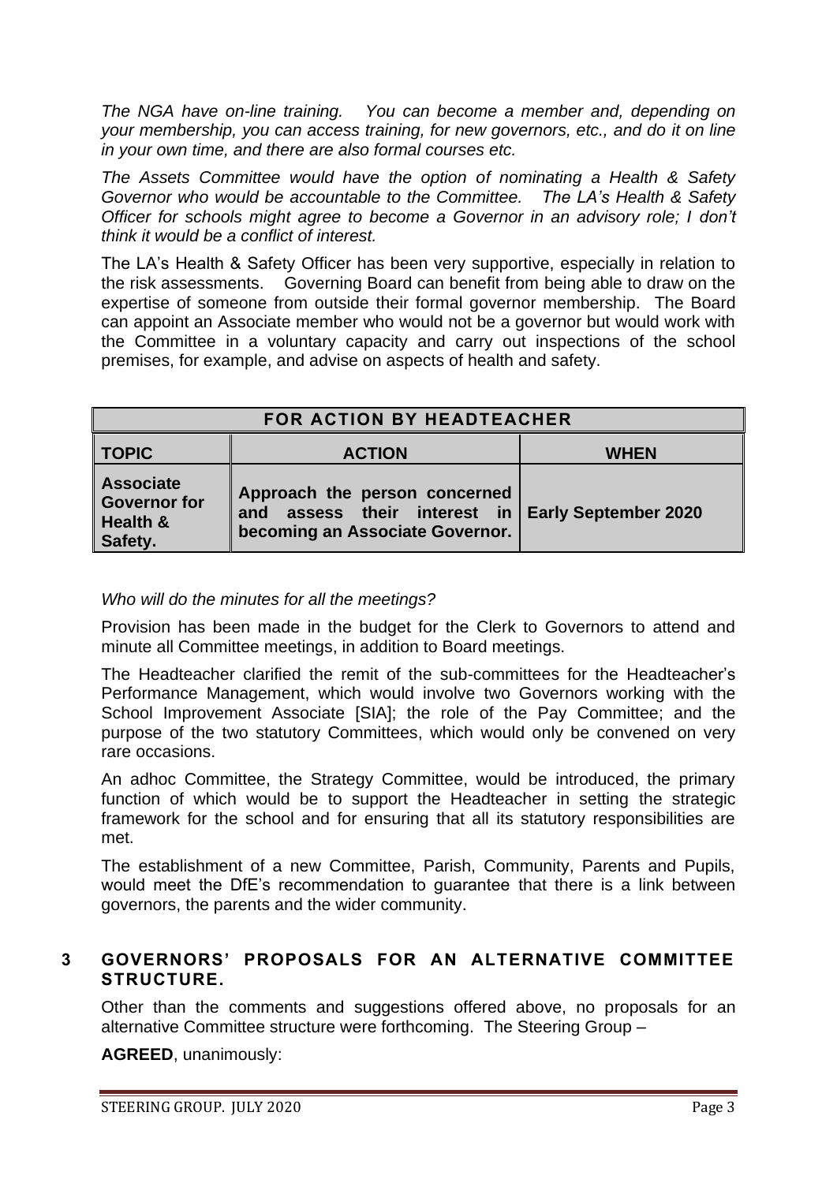*The NGA have on-line training. You can become a member and, depending on your membership, you can access training, for new governors, etc., and do it on line in your own time, and there are also formal courses etc.*

*The Assets Committee would have the option of nominating a Health & Safety Governor who would be accountable to the Committee. The LA's Health & Safety Officer for schools might agree to become a Governor in an advisory role; I don't think it would be a conflict of interest.*

The LA's Health & Safety Officer has been very supportive, especially in relation to the risk assessments. Governing Board can benefit from being able to draw on the expertise of someone from outside their formal governor membership. The Board can appoint an Associate member who would not be a governor but would work with the Committee in a voluntary capacity and carry out inspections of the school premises, for example, and advise on aspects of health and safety.

| **FOR ACTION BY HEADTEACHER** | | |
|---|---|---|
| **TOPIC** | **ACTION** | **WHEN** |
| **Associate Governor for Health & Safety.** | **Approach the person concerned and assess their interest in becoming an Associate Governor.** | **Early September 2020** |

*Who will do the minutes for all the meetings?*

Provision has been made in the budget for the Clerk to Governors to attend and minute all Committee meetings, in addition to Board meetings.

The Headteacher clarified the remit of the sub-committees for the Headteacher's Performance Management, which would involve two Governors working with the School Improvement Associate [SIA]; the role of the Pay Committee; and the purpose of the two statutory Committees, which would only be convened on very rare occasions.

An adhoc Committee, the Strategy Committee, would be introduced, the primary function of which would be to support the Headteacher in setting the strategic framework for the school and for ensuring that all its statutory responsibilities are met.

The establishment of a new Committee, Parish, Community, Parents and Pupils, would meet the DfE's recommendation to guarantee that there is a link between governors, the parents and the wider community.

## 3 GOVERNORS' PROPOSALS FOR AN ALTERNATIVE COMMITTEE STRUCTURE.

Other than the comments and suggestions offered above, no proposals for an alternative Committee structure were forthcoming. The Steering Group –

**AGREED**, unanimously: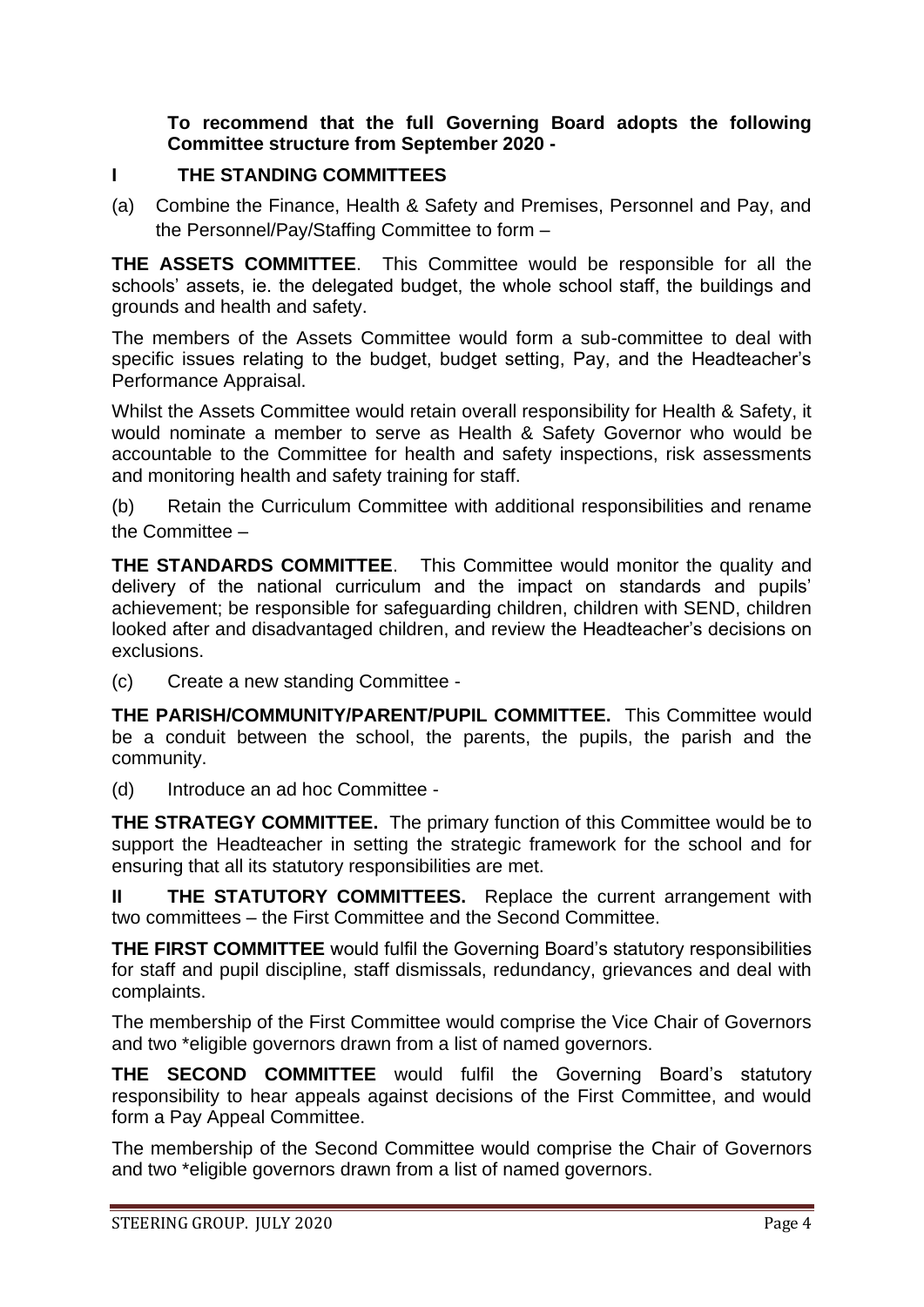**To recommend that the full Governing Board adopts the following Committee structure from September 2020 -**

## I THE STANDING COMMITTEES

(a) Combine the Finance, Health & Safety and Premises, Personnel and Pay, and the Personnel/Pay/Staffing Committee to form –

**THE ASSETS COMMITTEE**. This Committee would be responsible for all the schools' assets, ie. the delegated budget, the whole school staff, the buildings and grounds and health and safety.

The members of the Assets Committee would form a sub-committee to deal with specific issues relating to the budget, budget setting, Pay, and the Headteacher's Performance Appraisal.

Whilst the Assets Committee would retain overall responsibility for Health & Safety, it would nominate a member to serve as Health & Safety Governor who would be accountable to the Committee for health and safety inspections, risk assessments and monitoring health and safety training for staff.

(b) Retain the Curriculum Committee with additional responsibilities and rename the Committee –

**THE STANDARDS COMMITTEE**. This Committee would monitor the quality and delivery of the national curriculum and the impact on standards and pupils' achievement; be responsible for safeguarding children, children with SEND, children looked after and disadvantaged children, and review the Headteacher's decisions on exclusions.

(c) Create a new standing Committee -

**THE PARISH/COMMUNITY/PARENT/PUPIL COMMITTEE.** This Committee would be a conduit between the school, the parents, the pupils, the parish and the community.

(d) Introduce an ad hoc Committee -

**THE STRATEGY COMMITTEE.** The primary function of this Committee would be to support the Headteacher in setting the strategic framework for the school and for ensuring that all its statutory responsibilities are met.

**II THE STATUTORY COMMITTEES.** Replace the current arrangement with two committees – the First Committee and the Second Committee.

**THE FIRST COMMITTEE** would fulfil the Governing Board's statutory responsibilities for staff and pupil discipline, staff dismissals, redundancy, grievances and deal with complaints.

The membership of the First Committee would comprise the Vice Chair of Governors and two *eligible governors drawn from a list of named governors.

**THE SECOND COMMITTEE** would fulfil the Governing Board's statutory responsibility to hear appeals against decisions of the First Committee, and would form a Pay Appeal Committee.

The membership of the Second Committee would comprise the Chair of Governors and two *eligible governors drawn from a list of named governors.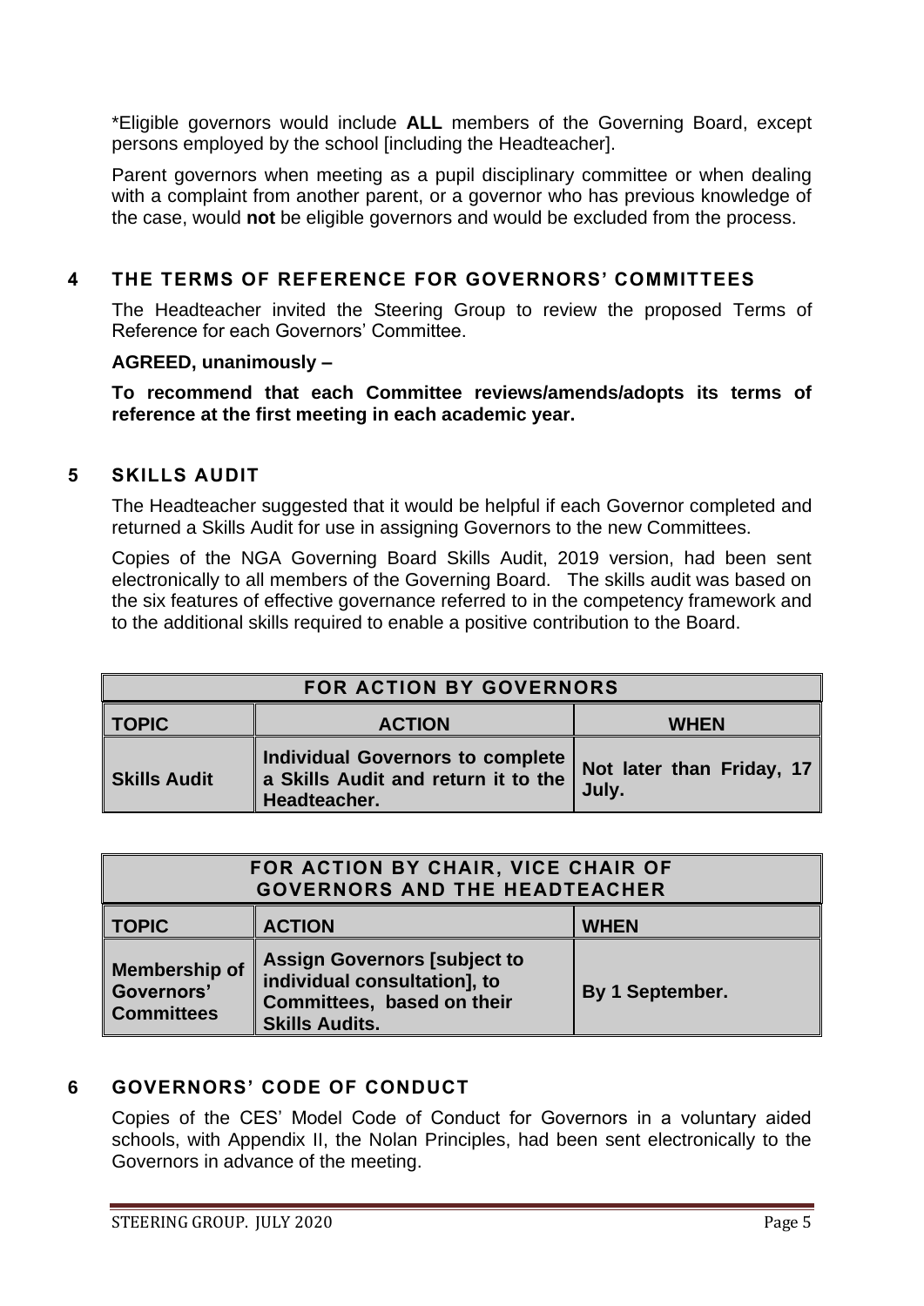*Eligible governors would include **ALL** members of the Governing Board, except persons employed by the school [including the Headteacher].

Parent governors when meeting as a pupil disciplinary committee or when dealing with a complaint from another parent, or a governor who has previous knowledge of the case, would **not** be eligible governors and would be excluded from the process.

## 4 THE TERMS OF REFERENCE FOR GOVERNORS' COMMITTEES

The Headteacher invited the Steering Group to review the proposed Terms of Reference for each Governors' Committee.

**AGREED, unanimously –**

**To recommend that each Committee reviews/amends/adopts its terms of reference at the first meeting in each academic year.**

## 5 SKILLS AUDIT

The Headteacher suggested that it would be helpful if each Governor completed and returned a Skills Audit for use in assigning Governors to the new Committees.

Copies of the NGA Governing Board Skills Audit, 2019 version, had been sent electronically to all members of the Governing Board. The skills audit was based on the six features of effective governance referred to in the competency framework and to the additional skills required to enable a positive contribution to the Board.

| **FOR ACTION BY GOVERNORS** | | |
|---|---|---|
| **TOPIC** | **ACTION** | **WHEN** |
| **Skills Audit** | **Individual Governors to complete a Skills Audit and return it to the Headteacher.** | **Not later than Friday, 17 July.** |

| **FOR ACTION BY CHAIR, VICE CHAIR OF GOVERNORS AND THE HEADTEACHER** | | |
|---|---|---|
| **TOPIC** | **ACTION** | **WHEN** |
| **Membership of Governors' Committees** | **Assign Governors [subject to individual consultation], to Committees, based on their Skills Audits.** | **By 1 September.** |

## 6 GOVERNORS' CODE OF CONDUCT

Copies of the CES' Model Code of Conduct for Governors in a voluntary aided schools, with Appendix II, the Nolan Principles, had been sent electronically to the Governors in advance of the meeting.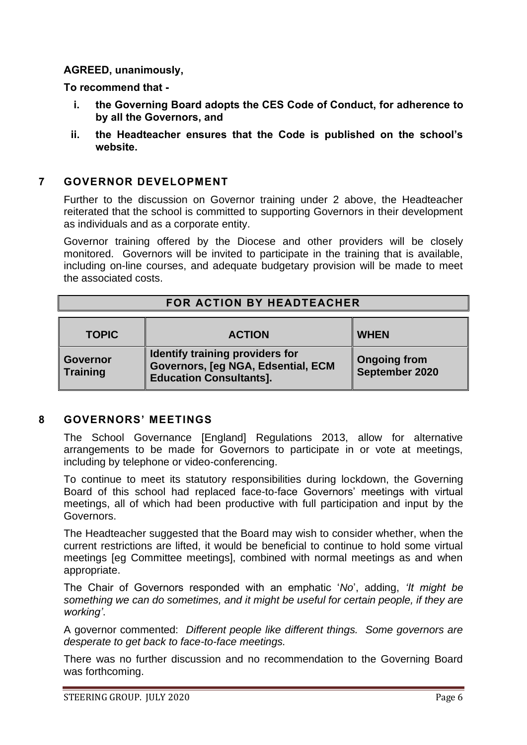**AGREED, unanimously,**

**To recommend that -**

- **i. the Governing Board adopts the CES Code of Conduct, for adherence to by all the Governors, and**
- **ii. the Headteacher ensures that the Code is published on the school's website.**

## 7 GOVERNOR DEVELOPMENT

Further to the discussion on Governor training under 2 above, the Headteacher reiterated that the school is committed to supporting Governors in their development as individuals and as a corporate entity.

Governor training offered by the Diocese and other providers will be closely monitored. Governors will be invited to participate in the training that is available, including on-line courses, and adequate budgetary provision will be made to meet the associated costs.

| FOR ACTION BY HEADTEACHER | | |
|---|---|---|
| **TOPIC** | **ACTION** | **WHEN** |
| **Governor Training** | **Identify training providers for Governors, [eg NGA, Edsential, ECM Education Consultants].** | **Ongoing from September 2020** |

## 8 GOVERNORS' MEETINGS

The School Governance [England] Regulations 2013, allow for alternative arrangements to be made for Governors to participate in or vote at meetings, including by telephone or video-conferencing.

To continue to meet its statutory responsibilities during lockdown, the Governing Board of this school had replaced face-to-face Governors' meetings with virtual meetings, all of which had been productive with full participation and input by the Governors.

The Headteacher suggested that the Board may wish to consider whether, when the current restrictions are lifted, it would be beneficial to continue to hold some virtual meetings [eg Committee meetings], combined with normal meetings as and when appropriate.

The Chair of Governors responded with an emphatic '*No*', adding, *'It might be something we can do sometimes, and it might be useful for certain people, if they are working'*.

A governor commented: *Different people like different things. Some governors are desperate to get back to face-to-face meetings.*

There was no further discussion and no recommendation to the Governing Board was forthcoming.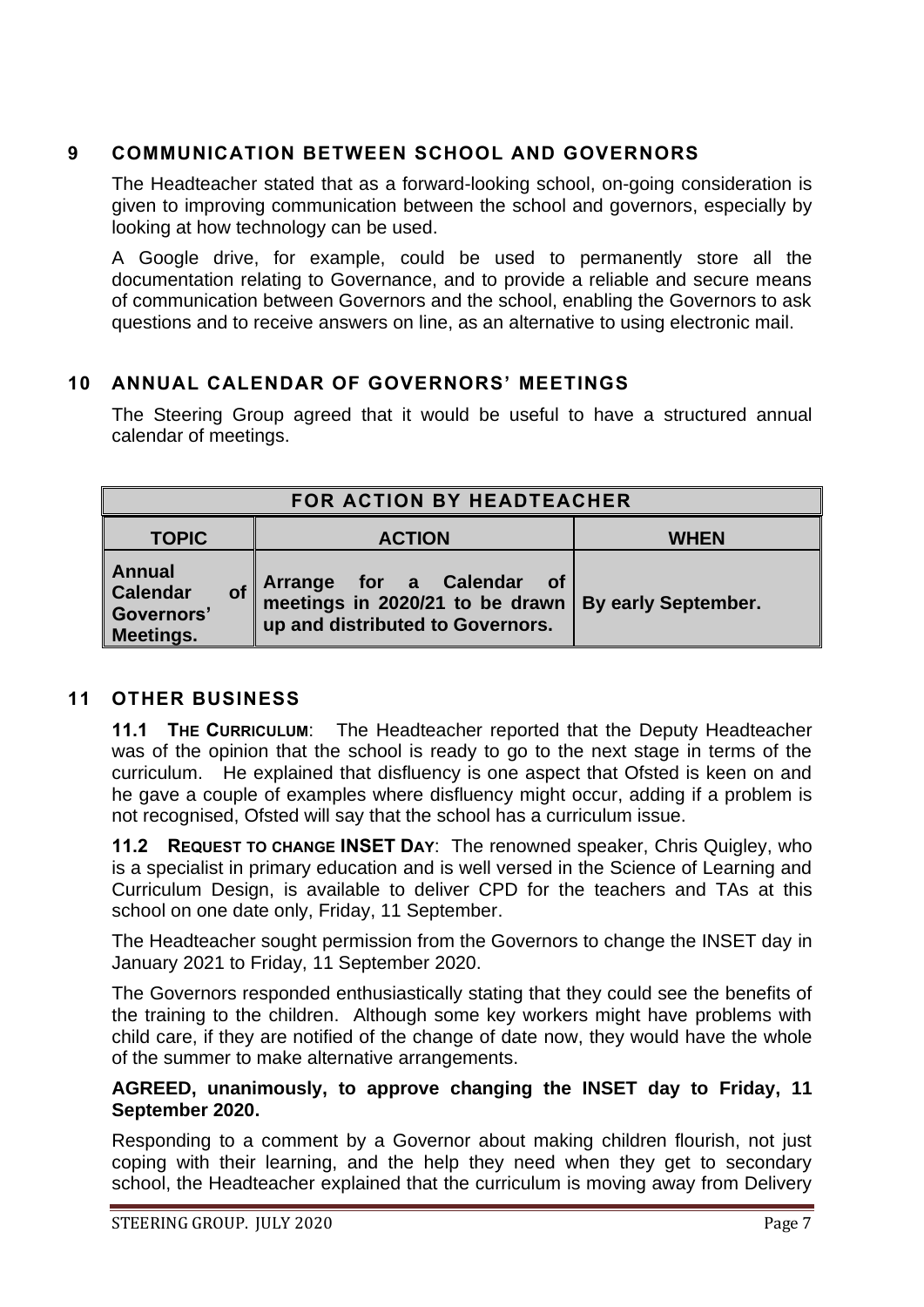## 9 COMMUNICATION BETWEEN SCHOOL AND GOVERNORS

The Headteacher stated that as a forward-looking school, on-going consideration is given to improving communication between the school and governors, especially by looking at how technology can be used.

A Google drive, for example, could be used to permanently store all the documentation relating to Governance, and to provide a reliable and secure means of communication between Governors and the school, enabling the Governors to ask questions and to receive answers on line, as an alternative to using electronic mail.

## 10 ANNUAL CALENDAR OF GOVERNORS' MEETINGS

The Steering Group agreed that it would be useful to have a structured annual calendar of meetings.

| FOR ACTION BY HEADTEACHER | | |
|---|---|---|
| **TOPIC** | **ACTION** | **WHEN** |
| **Annual Calendar of Governors' Meetings.** | **Arrange for a Calendar of meetings in 2020/21 to be drawn up and distributed to Governors.** | **By early September.** |

## 11 OTHER BUSINESS

**11.1 THE CURRICULUM**: The Headteacher reported that the Deputy Headteacher was of the opinion that the school is ready to go to the next stage in terms of the curriculum. He explained that disfluency is one aspect that Ofsted is keen on and he gave a couple of examples where disfluency might occur, adding if a problem is not recognised, Ofsted will say that the school has a curriculum issue.

**11.2 REQUEST TO CHANGE INSET DAY**: The renowned speaker, Chris Quigley, who is a specialist in primary education and is well versed in the Science of Learning and Curriculum Design, is available to deliver CPD for the teachers and TAs at this school on one date only, Friday, 11 September.

The Headteacher sought permission from the Governors to change the INSET day in January 2021 to Friday, 11 September 2020.

The Governors responded enthusiastically stating that they could see the benefits of the training to the children. Although some key workers might have problems with child care, if they are notified of the change of date now, they would have the whole of the summer to make alternative arrangements.

**AGREED, unanimously, to approve changing the INSET day to Friday, 11 September 2020.**

Responding to a comment by a Governor about making children flourish, not just coping with their learning, and the help they need when they get to secondary school, the Headteacher explained that the curriculum is moving away from Delivery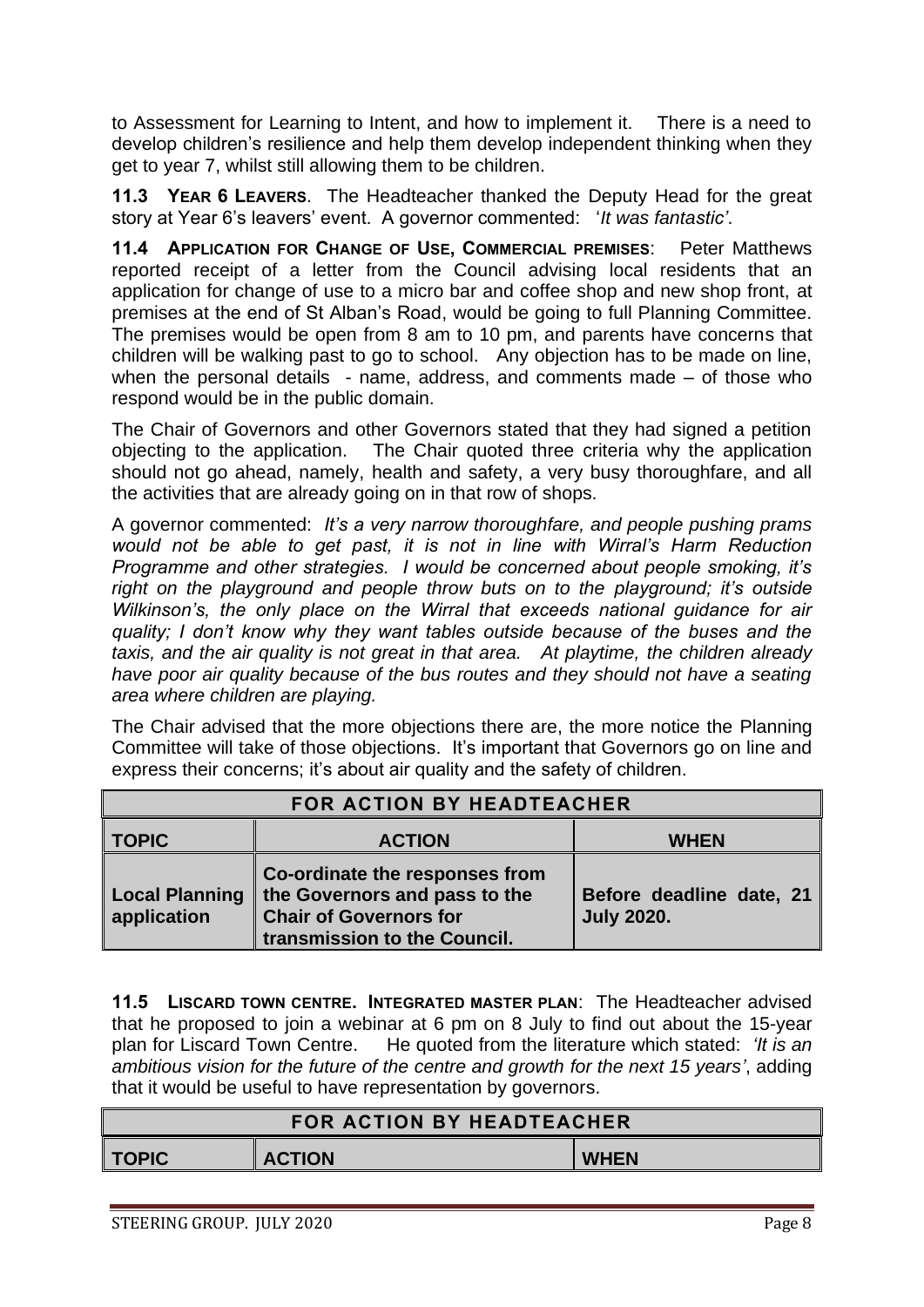to Assessment for Learning to Intent, and how to implement it. There is a need to develop children's resilience and help them develop independent thinking when they get to year 7, whilst still allowing them to be children.

**11.3 YEAR 6 LEAVERS**. The Headteacher thanked the Deputy Head for the great story at Year 6's leavers' event. A governor commented: '*It was fantastic'*.

**11.4 APPLICATION FOR CHANGE OF USE, COMMERCIAL PREMISES**: Peter Matthews reported receipt of a letter from the Council advising local residents that an application for change of use to a micro bar and coffee shop and new shop front, at premises at the end of St Alban's Road, would be going to full Planning Committee. The premises would be open from 8 am to 10 pm, and parents have concerns that children will be walking past to go to school. Any objection has to be made on line, when the personal details - name, address, and comments made – of those who respond would be in the public domain.

The Chair of Governors and other Governors stated that they had signed a petition objecting to the application. The Chair quoted three criteria why the application should not go ahead, namely, health and safety, a very busy thoroughfare, and all the activities that are already going on in that row of shops.

A governor commented: *It's a very narrow thoroughfare, and people pushing prams would not be able to get past, it is not in line with Wirral's Harm Reduction Programme and other strategies. I would be concerned about people smoking, it's right on the playground and people throw buts on to the playground; it's outside Wilkinson's, the only place on the Wirral that exceeds national guidance for air quality; I don't know why they want tables outside because of the buses and the taxis, and the air quality is not great in that area. At playtime, the children already have poor air quality because of the bus routes and they should not have a seating area where children are playing.*

The Chair advised that the more objections there are, the more notice the Planning Committee will take of those objections. It's important that Governors go on line and express their concerns; it's about air quality and the safety of children.

| FOR ACTION BY HEADTEACHER | | |
|---|---|---|
| **TOPIC** | **ACTION** | **WHEN** |
| **Local Planning application** | **Co-ordinate the responses from the Governors and pass to the Chair of Governors for transmission to the Council.** | **Before deadline date, 21 July 2020.** |

**11.5 LISCARD TOWN CENTRE. INTEGRATED MASTER PLAN**: The Headteacher advised that he proposed to join a webinar at 6 pm on 8 July to find out about the 15-year plan for Liscard Town Centre. He quoted from the literature which stated: *'It is an ambitious vision for the future of the centre and growth for the next 15 years'*, adding that it would be useful to have representation by governors.

| FOR ACTION BY HEADTEACHER | | |
|---|---|---|
| **TOPIC** | **ACTION** | **WHEN** |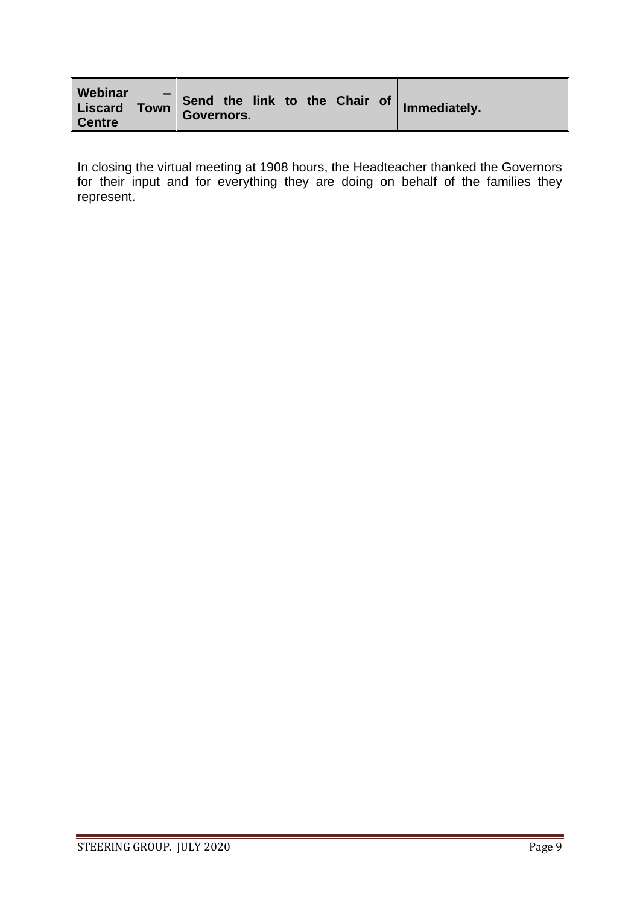| | | |
|---|---|---|
| **Webinar – Liscard Town Centre** | **Send the link to the Chair of Governors.** | **Immediately.** |

In closing the virtual meeting at 1908 hours, the Headteacher thanked the Governors for their input and for everything they are doing on behalf of the families they represent.